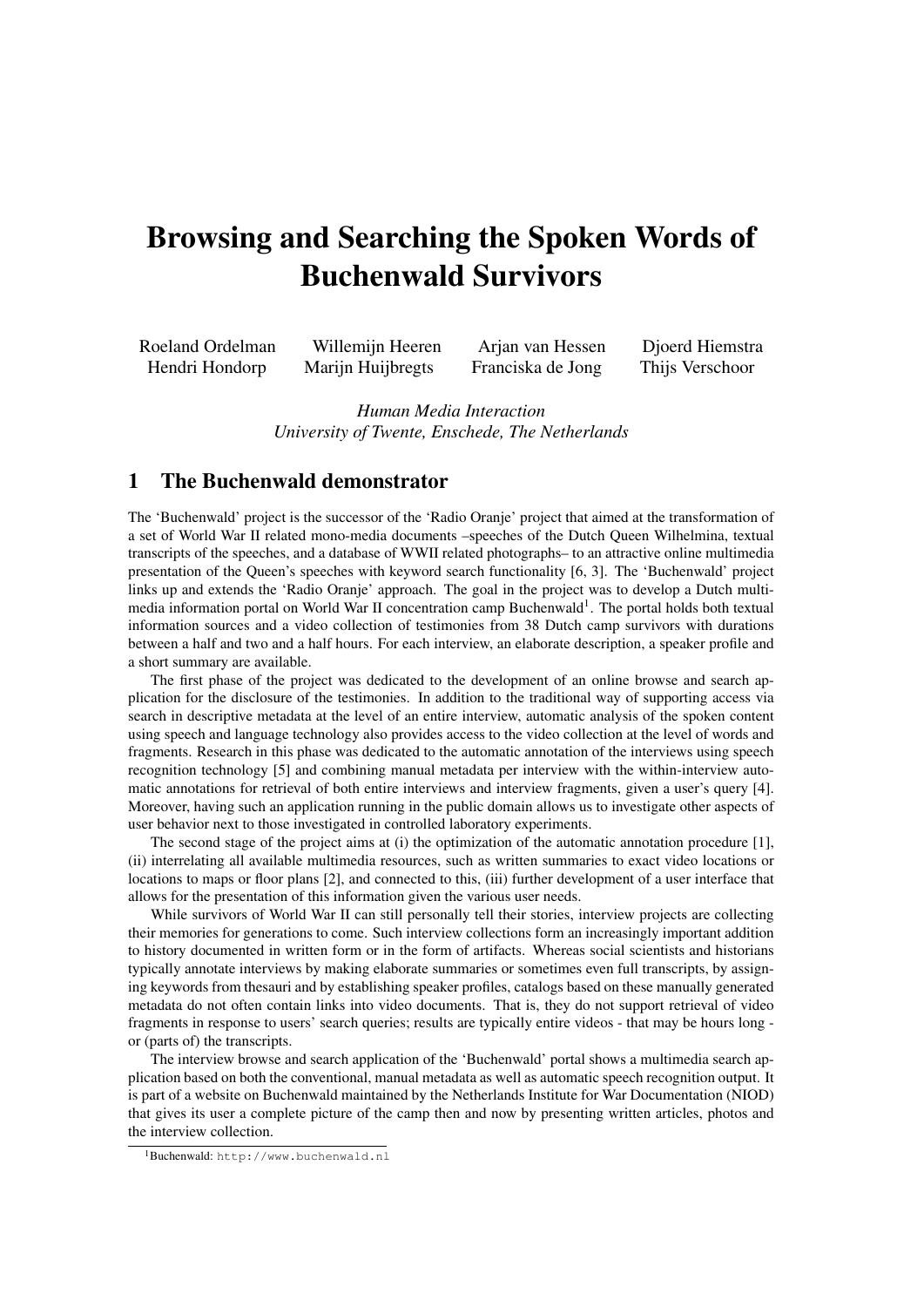# Browsing and Searching the Spoken Words of Buchenwald Survivors

Roeland Ordelman   Willemijn Heeren   Arjan van Hessen   Djoerd Hiemstra
Hendri Hondorp   Marijn Huijbregts   Franciska de Jong   Thijs Verschoor

*Human Media Interaction*
*University of Twente, Enschede, The Netherlands*

## 1 The Buchenwald demonstrator

The 'Buchenwald' project is the successor of the 'Radio Oranje' project that aimed at the transformation of a set of World War II related mono-media documents –speeches of the Dutch Queen Wilhelmina, textual transcripts of the speeches, and a database of WWII related photographs– to an attractive online multimedia presentation of the Queen's speeches with keyword search functionality [6, 3]. The 'Buchenwald' project links up and extends the 'Radio Oranje' approach. The goal in the project was to develop a Dutch multimedia information portal on World War II concentration camp Buchenwald[1]. The portal holds both textual information sources and a video collection of testimonies from 38 Dutch camp survivors with durations between a half and two and a half hours. For each interview, an elaborate description, a speaker profile and a short summary are available.

The first phase of the project was dedicated to the development of an online browse and search application for the disclosure of the testimonies. In addition to the traditional way of supporting access via search in descriptive metadata at the level of an entire interview, automatic analysis of the spoken content using speech and language technology also provides access to the video collection at the level of words and fragments. Research in this phase was dedicated to the automatic annotation of the interviews using speech recognition technology [5] and combining manual metadata per interview with the within-interview automatic annotations for retrieval of both entire interviews and interview fragments, given a user's query [4]. Moreover, having such an application running in the public domain allows us to investigate other aspects of user behavior next to those investigated in controlled laboratory experiments.

The second stage of the project aims at (i) the optimization of the automatic annotation procedure [1], (ii) interrelating all available multimedia resources, such as written summaries to exact video locations or locations to maps or floor plans [2], and connected to this, (iii) further development of a user interface that allows for the presentation of this information given the various user needs.

While survivors of World War II can still personally tell their stories, interview projects are collecting their memories for generations to come. Such interview collections form an increasingly important addition to history documented in written form or in the form of artifacts. Whereas social scientists and historians typically annotate interviews by making elaborate summaries or sometimes even full transcripts, by assigning keywords from thesauri and by establishing speaker profiles, catalogs based on these manually generated metadata do not often contain links into video documents. That is, they do not support retrieval of video fragments in response to users' search queries; results are typically entire videos - that may be hours long - or (parts of) the transcripts.

The interview browse and search application of the 'Buchenwald' portal shows a multimedia search application based on both the conventional, manual metadata as well as automatic speech recognition output. It is part of a website on Buchenwald maintained by the Netherlands Institute for War Documentation (NIOD) that gives its user a complete picture of the camp then and now by presenting written articles, photos and the interview collection.

[1] Buchenwald: http://www.buchenwald.nl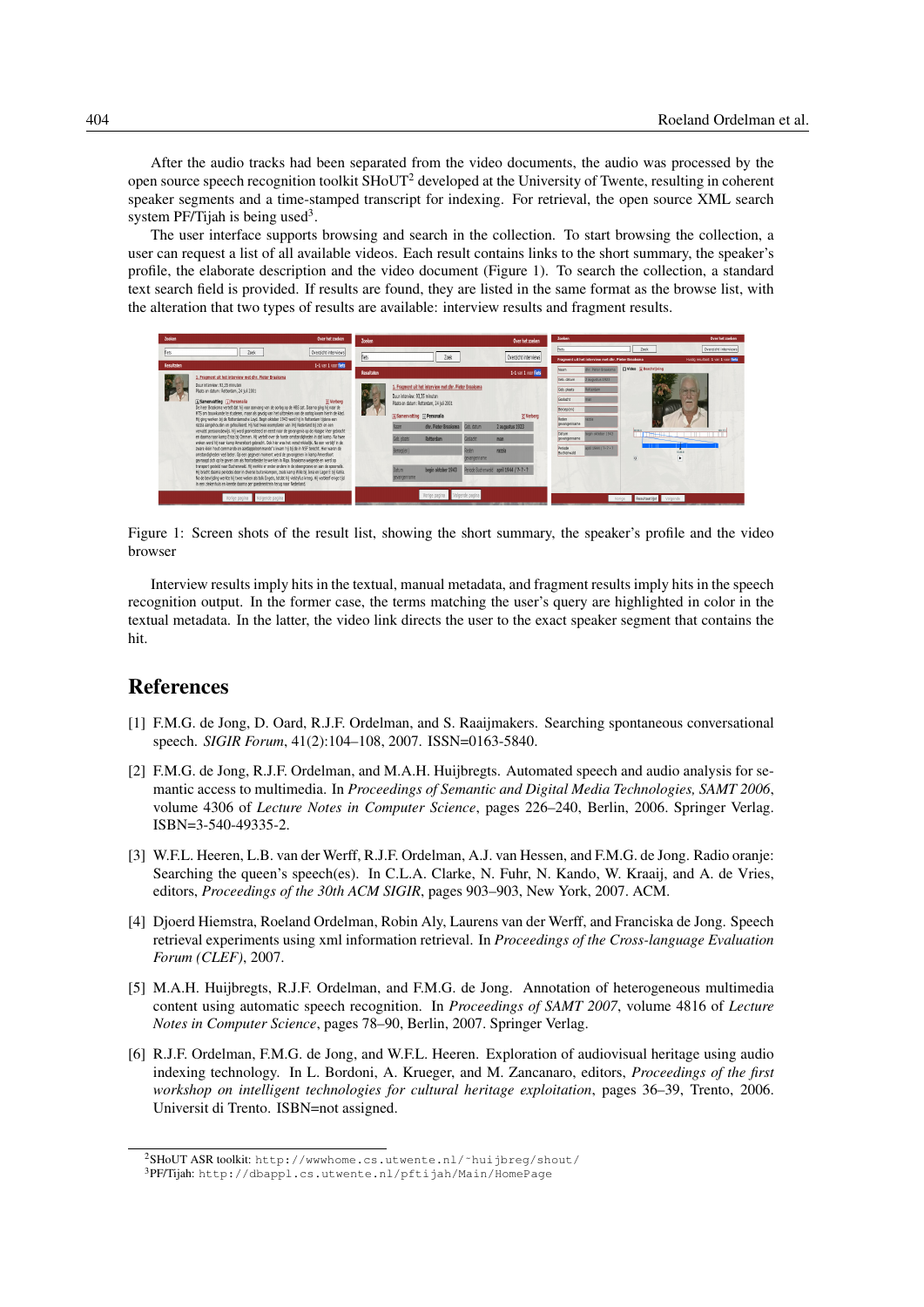After the audio tracks had been separated from the video documents, the audio was processed by the open source speech recognition toolkit SHoUT[2] developed at the University of Twente, resulting in coherent speaker segments and a time-stamped transcript for indexing. For retrieval, the open source XML search system PF/Tijah is being used[3].

The user interface supports browsing and search in the collection. To start browsing the collection, a user can request a list of all available videos. Each result contains links to the short summary, the speaker's profile, the elaborate description and the video document (Figure 1). To search the collection, a standard text search field is provided. If results are found, they are listed in the same format as the browse list, with the alteration that two types of results are available: interview results and fragment results.

Figure 1: Screen shots of the result list, showing the short summary, the speaker's profile and the video browser

Interview results imply hits in the textual, manual metadata, and fragment results imply hits in the speech recognition output. In the former case, the terms matching the user's query are highlighted in color in the textual metadata. In the latter, the video link directs the user to the exact speaker segment that contains the hit.

## References

[1] F.M.G. de Jong, D. Oard, R.J.F. Ordelman, and S. Raaijmakers. Searching spontaneous conversational speech. *SIGIR Forum*, 41(2):104–108, 2007. ISSN=0163-5840.

[2] F.M.G. de Jong, R.J.F. Ordelman, and M.A.H. Huijbregts. Automated speech and audio analysis for semantic access to multimedia. In *Proceedings of Semantic and Digital Media Technologies, SAMT 2006*, volume 4306 of *Lecture Notes in Computer Science*, pages 226–240, Berlin, 2006. Springer Verlag. ISBN=3-540-49335-2.

[3] W.F.L. Heeren, L.B. van der Werff, R.J.F. Ordelman, A.J. van Hessen, and F.M.G. de Jong. Radio oranje: Searching the queen's speech(es). In C.L.A. Clarke, N. Fuhr, N. Kando, W. Kraaij, and A. de Vries, editors, *Proceedings of the 30th ACM SIGIR*, pages 903–903, New York, 2007. ACM.

[4] Djoerd Hiemstra, Roeland Ordelman, Robin Aly, Laurens van der Werff, and Franciska de Jong. Speech retrieval experiments using xml information retrieval. In *Proceedings of the Cross-language Evaluation Forum (CLEF)*, 2007.

[5] M.A.H. Huijbregts, R.J.F. Ordelman, and F.M.G. de Jong. Annotation of heterogeneous multimedia content using automatic speech recognition. In *Proceedings of SAMT 2007*, volume 4816 of *Lecture Notes in Computer Science*, pages 78–90, Berlin, 2007. Springer Verlag.

[6] R.J.F. Ordelman, F.M.G. de Jong, and W.F.L. Heeren. Exploration of audiovisual heritage using audio indexing technology. In L. Bordoni, A. Krueger, and M. Zancanaro, editors, *Proceedings of the first workshop on intelligent technologies for cultural heritage exploitation*, pages 36–39, Trento, 2006. Universit di Trento. ISBN=not assigned.

[2]SHoUT ASR toolkit: http://wwwhome.cs.utwente.nl/~huijbreg/shout/

[3]PF/Tijah: http://dbappl.cs.utwente.nl/pftijah/Main/HomePage